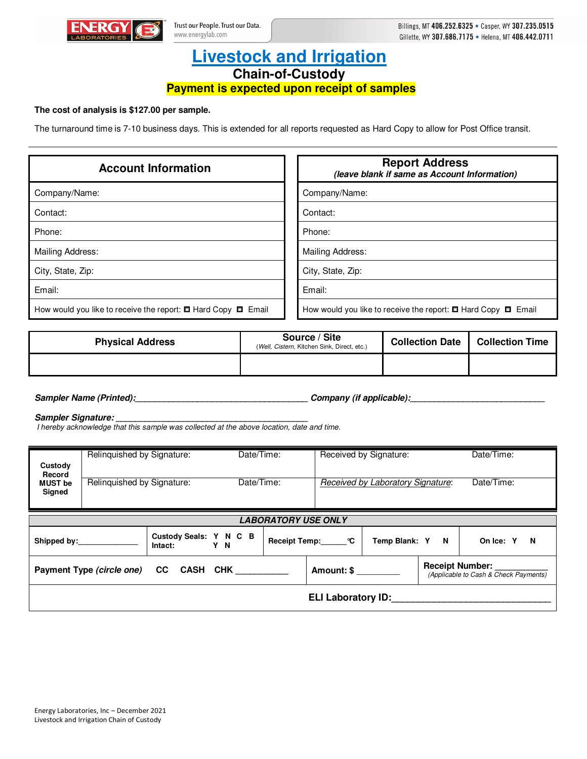Billings, MT 406.252.6325 • Casper, WY 307.235.0515
Gillette, WY 307.686.7175 • Helena, MT 406.442.0711

Trust our People. Trust our Data.
www.energylab.com

# Livestock and Irrigation

## Chain-of-Custody

**Payment is expected upon receipt of samples**

**The cost of analysis is $127.00 per sample.**

The turnaround time is 7-10 business days. This is extended for all reports requested as Hard Copy to allow for Post Office transit.

| Account Information | Report Address (leave blank if same as Account Information) |
|---|---|
| Company/Name: | Company/Name: |
| Contact: | Contact: |
| Phone: | Phone: |
| Mailing Address: | Mailing Address: |
| City, State, Zip: | City, State, Zip: |
| Email: | Email: |
| How would you like to receive the report: ☐ Hard Copy ☐ Email | How would you like to receive the report: ☐ Hard Copy ☐ Email |

| Physical Address | Source / Site (Well, Cistern, Kitchen Sink, Direct, etc.) | Collection Date | Collection Time |
|---|---|---|---|
| | | | |

***Sampler Name (Printed):***___________________________________ ***Company (if applicable):***____________________________

***Sampler Signature:*** ________________________________________

*I hereby acknowledge that this sample was collected at the above location, date and time.*

| **Custody Record MUST be Signed** | Relinquished by Signature: | Date/Time: | Received by Signature: | Date/Time: |
|---|---|---|---|---|
| | Relinquished by Signature: | Date/Time: | *Received by Laboratory Signature*: | Date/Time: |

| ***LABORATORY USE ONLY*** | | | | |
|---|---|---|---|---|
| **Shipped by:**______________ | **Custody Seals: Y N C B**<br>**Intact: Y N** | **Receipt Temp:**______°C | **Temp Blank: Y N** | **On Ice: Y N** |
| **Payment Type** ***(circle one)*** **CC CASH CHK** ___________ | | **Amount: $** _________ | **Receipt Number:** ___________<br>*(Applicable to Cash & Check Payments)* | |
| **ELI Laboratory ID:**______________________________ | | | | |

Energy Laboratories, Inc – December 2021
Livestock and Irrigation Chain of Custody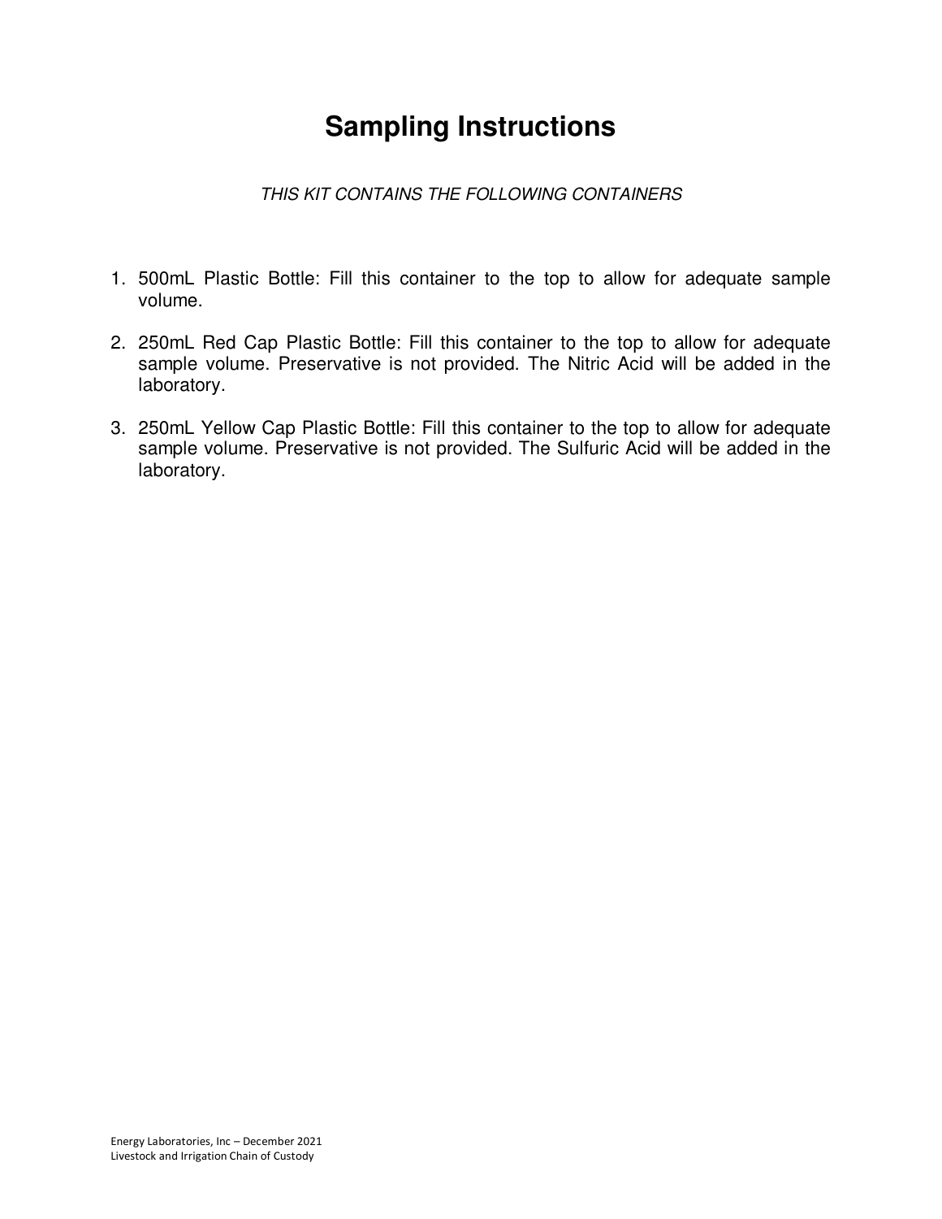# Sampling Instructions

*THIS KIT CONTAINS THE FOLLOWING CONTAINERS*

1. 500mL Plastic Bottle: Fill this container to the top to allow for adequate sample volume.

2. 250mL Red Cap Plastic Bottle: Fill this container to the top to allow for adequate sample volume. Preservative is not provided. The Nitric Acid will be added in the laboratory.

3. 250mL Yellow Cap Plastic Bottle: Fill this container to the top to allow for adequate sample volume. Preservative is not provided. The Sulfuric Acid will be added in the laboratory.